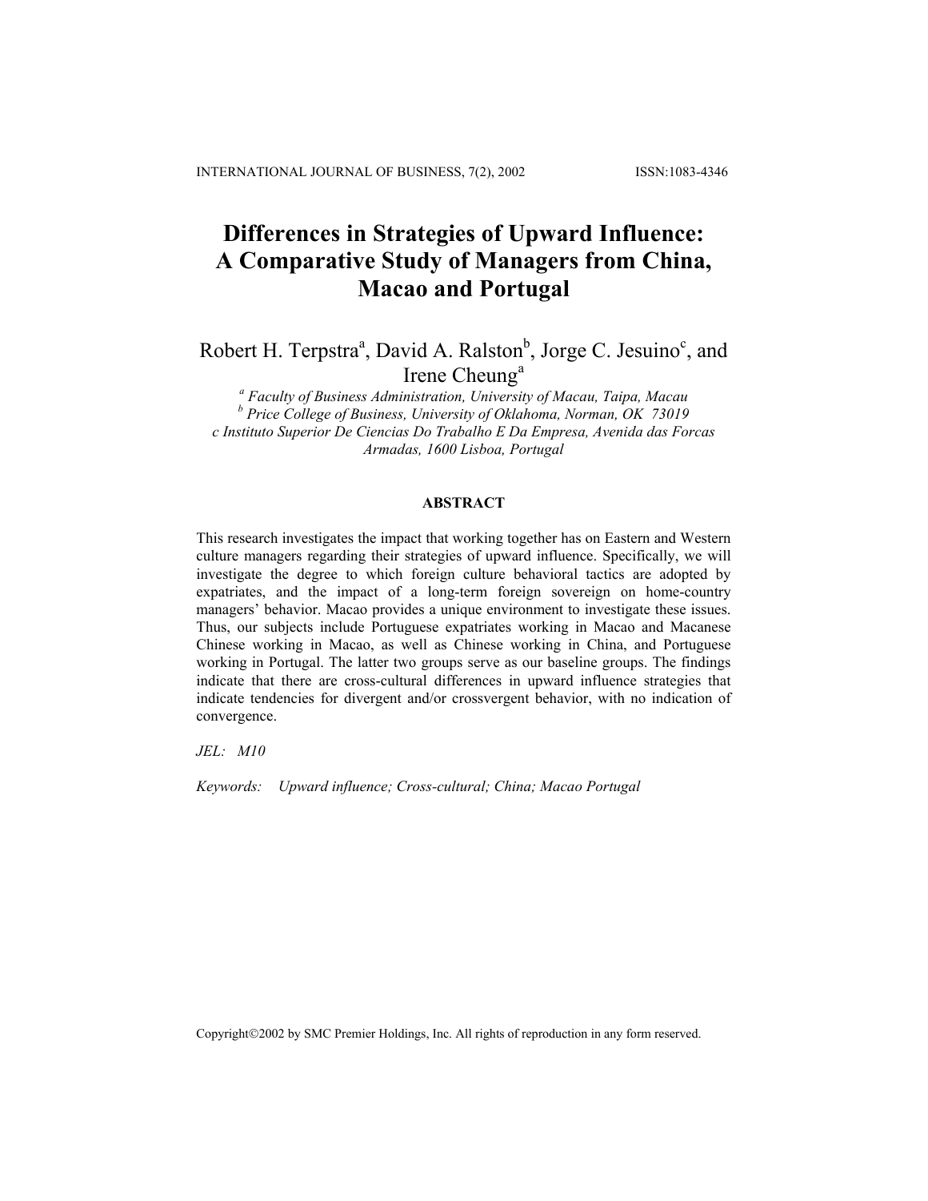# Differences in Strategies of Upward Influence: A Comparative Study of Managers from China, Macao and Portugal

Robert H. Terpstra[a], David A. Ralston[b], Jorge C. Jesuino[c], and Irene Cheung[a]

[a] *Faculty of Business Administration, University of Macau, Taipa, Macau*
[b] *Price College of Business, University of Oklahoma, Norman, OK 73019*
*c Instituto Superior De Ciencias Do Trabalho E Da Empresa, Avenida das Forcas Armadas, 1600 Lisboa, Portugal*

### ABSTRACT

This research investigates the impact that working together has on Eastern and Western culture managers regarding their strategies of upward influence. Specifically, we will investigate the degree to which foreign culture behavioral tactics are adopted by expatriates, and the impact of a long-term foreign sovereign on home-country managers' behavior. Macao provides a unique environment to investigate these issues. Thus, our subjects include Portuguese expatriates working in Macao and Macanese Chinese working in Macao, as well as Chinese working in China, and Portuguese working in Portugal. The latter two groups serve as our baseline groups. The findings indicate that there are cross-cultural differences in upward influence strategies that indicate tendencies for divergent and/or crossvergent behavior, with no indication of convergence.

*JEL:* *M10*

*Keywords:* *Upward influence; Cross-cultural; China; Macao Portugal*

Copyright©2002 by SMC Premier Holdings, Inc. All rights of reproduction in any form reserved.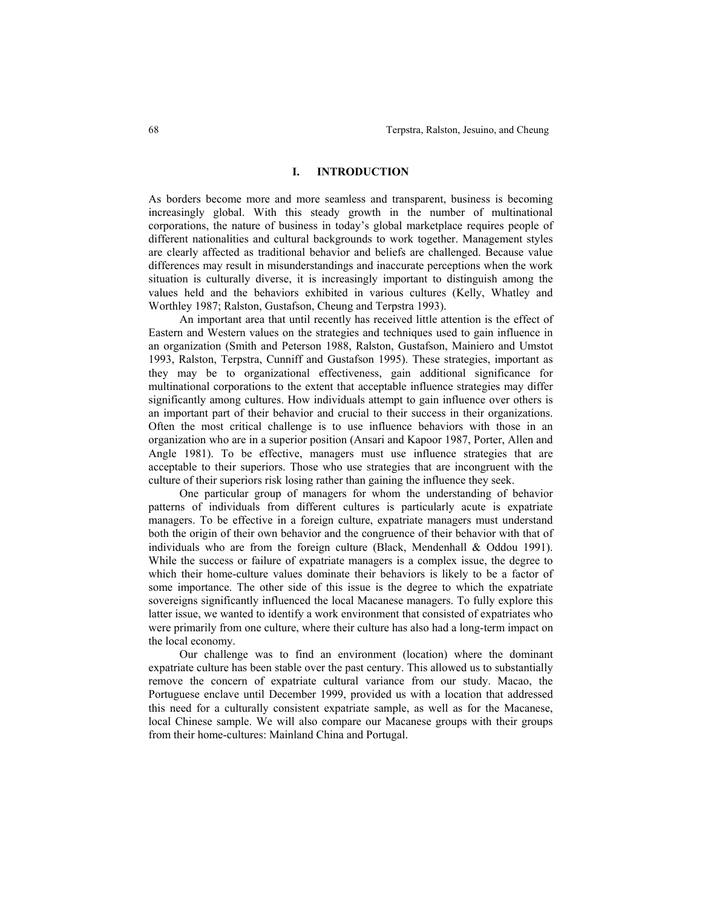## I. INTRODUCTION

As borders become more and more seamless and transparent, business is becoming increasingly global. With this steady growth in the number of multinational corporations, the nature of business in today's global marketplace requires people of different nationalities and cultural backgrounds to work together. Management styles are clearly affected as traditional behavior and beliefs are challenged. Because value differences may result in misunderstandings and inaccurate perceptions when the work situation is culturally diverse, it is increasingly important to distinguish among the values held and the behaviors exhibited in various cultures (Kelly, Whatley and Worthley 1987; Ralston, Gustafson, Cheung and Terpstra 1993).

An important area that until recently has received little attention is the effect of Eastern and Western values on the strategies and techniques used to gain influence in an organization (Smith and Peterson 1988, Ralston, Gustafson, Mainiero and Umstot 1993, Ralston, Terpstra, Cunniff and Gustafson 1995). These strategies, important as they may be to organizational effectiveness, gain additional significance for multinational corporations to the extent that acceptable influence strategies may differ significantly among cultures. How individuals attempt to gain influence over others is an important part of their behavior and crucial to their success in their organizations. Often the most critical challenge is to use influence behaviors with those in an organization who are in a superior position (Ansari and Kapoor 1987, Porter, Allen and Angle 1981). To be effective, managers must use influence strategies that are acceptable to their superiors. Those who use strategies that are incongruent with the culture of their superiors risk losing rather than gaining the influence they seek.

One particular group of managers for whom the understanding of behavior patterns of individuals from different cultures is particularly acute is expatriate managers. To be effective in a foreign culture, expatriate managers must understand both the origin of their own behavior and the congruence of their behavior with that of individuals who are from the foreign culture (Black, Mendenhall & Oddou 1991). While the success or failure of expatriate managers is a complex issue, the degree to which their home-culture values dominate their behaviors is likely to be a factor of some importance. The other side of this issue is the degree to which the expatriate sovereigns significantly influenced the local Macanese managers. To fully explore this latter issue, we wanted to identify a work environment that consisted of expatriates who were primarily from one culture, where their culture has also had a long-term impact on the local economy.

Our challenge was to find an environment (location) where the dominant expatriate culture has been stable over the past century. This allowed us to substantially remove the concern of expatriate cultural variance from our study. Macao, the Portuguese enclave until December 1999, provided us with a location that addressed this need for a culturally consistent expatriate sample, as well as for the Macanese, local Chinese sample. We will also compare our Macanese groups with their groups from their home-cultures: Mainland China and Portugal.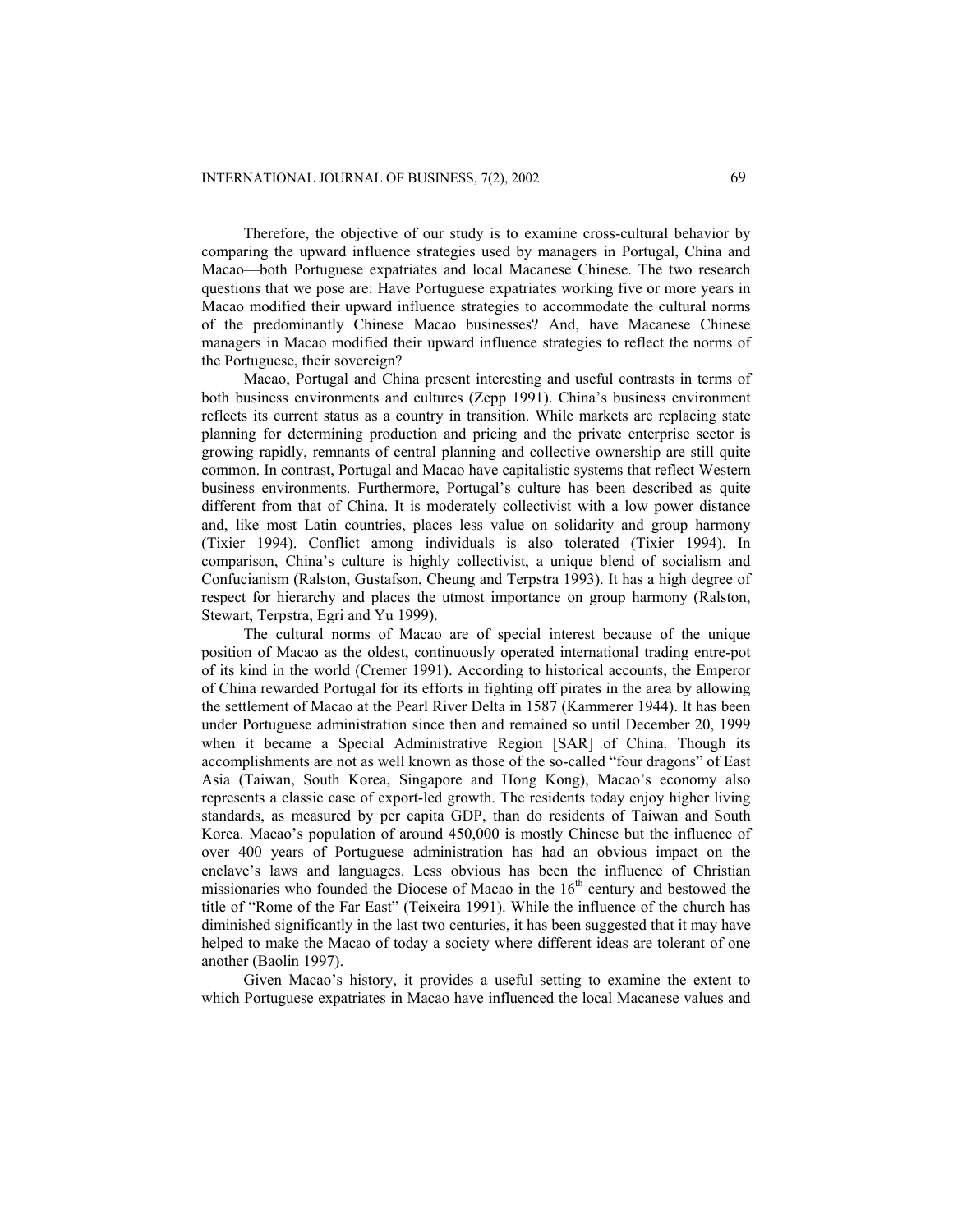Therefore, the objective of our study is to examine cross-cultural behavior by comparing the upward influence strategies used by managers in Portugal, China and Macao—both Portuguese expatriates and local Macanese Chinese. The two research questions that we pose are: Have Portuguese expatriates working five or more years in Macao modified their upward influence strategies to accommodate the cultural norms of the predominantly Chinese Macao businesses? And, have Macanese Chinese managers in Macao modified their upward influence strategies to reflect the norms of the Portuguese, their sovereign?

Macao, Portugal and China present interesting and useful contrasts in terms of both business environments and cultures (Zepp 1991). China's business environment reflects its current status as a country in transition. While markets are replacing state planning for determining production and pricing and the private enterprise sector is growing rapidly, remnants of central planning and collective ownership are still quite common. In contrast, Portugal and Macao have capitalistic systems that reflect Western business environments. Furthermore, Portugal's culture has been described as quite different from that of China. It is moderately collectivist with a low power distance and, like most Latin countries, places less value on solidarity and group harmony (Tixier 1994). Conflict among individuals is also tolerated (Tixier 1994). In comparison, China's culture is highly collectivist, a unique blend of socialism and Confucianism (Ralston, Gustafson, Cheung and Terpstra 1993). It has a high degree of respect for hierarchy and places the utmost importance on group harmony (Ralston, Stewart, Terpstra, Egri and Yu 1999).

The cultural norms of Macao are of special interest because of the unique position of Macao as the oldest, continuously operated international trading entre-pot of its kind in the world (Cremer 1991). According to historical accounts, the Emperor of China rewarded Portugal for its efforts in fighting off pirates in the area by allowing the settlement of Macao at the Pearl River Delta in 1587 (Kammerer 1944). It has been under Portuguese administration since then and remained so until December 20, 1999 when it became a Special Administrative Region [SAR] of China. Though its accomplishments are not as well known as those of the so-called "four dragons" of East Asia (Taiwan, South Korea, Singapore and Hong Kong), Macao's economy also represents a classic case of export-led growth. The residents today enjoy higher living standards, as measured by per capita GDP, than do residents of Taiwan and South Korea. Macao's population of around 450,000 is mostly Chinese but the influence of over 400 years of Portuguese administration has had an obvious impact on the enclave's laws and languages. Less obvious has been the influence of Christian missionaries who founded the Diocese of Macao in the 16th century and bestowed the title of "Rome of the Far East" (Teixeira 1991). While the influence of the church has diminished significantly in the last two centuries, it has been suggested that it may have helped to make the Macao of today a society where different ideas are tolerant of one another (Baolin 1997).

Given Macao's history, it provides a useful setting to examine the extent to which Portuguese expatriates in Macao have influenced the local Macanese values and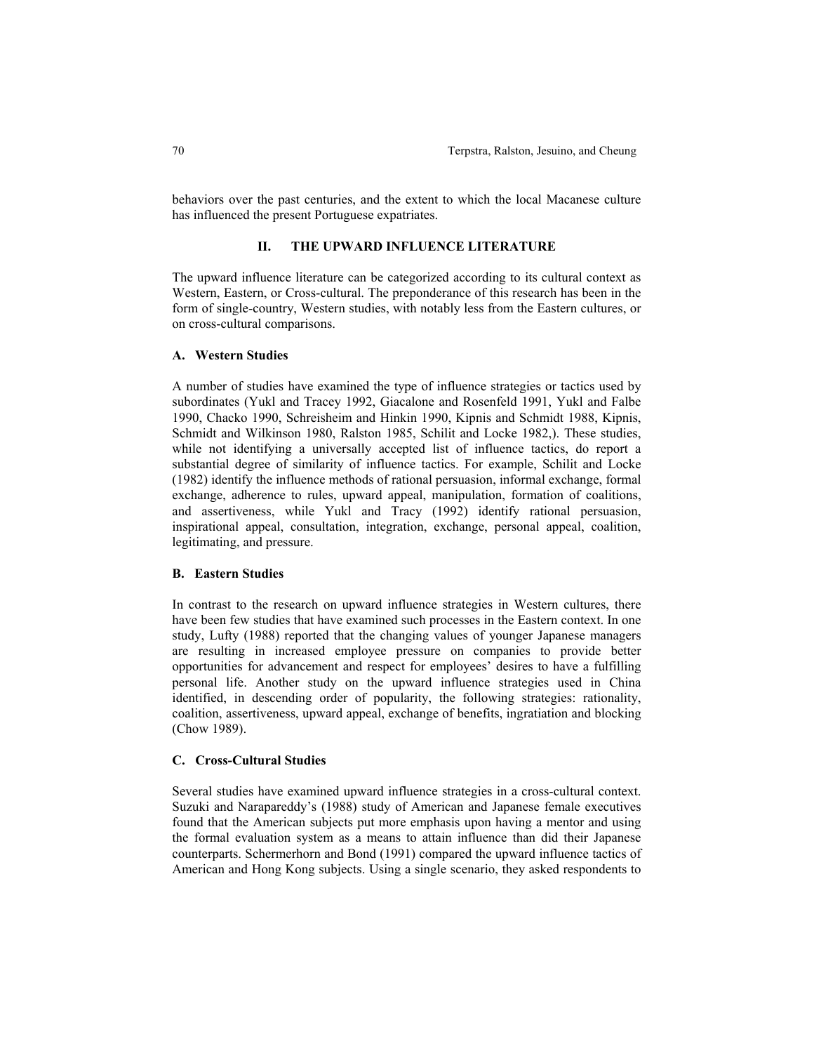behaviors over the past centuries, and the extent to which the local Macanese culture has influenced the present Portuguese expatriates.

## II. THE UPWARD INFLUENCE LITERATURE

The upward influence literature can be categorized according to its cultural context as Western, Eastern, or Cross-cultural. The preponderance of this research has been in the form of single-country, Western studies, with notably less from the Eastern cultures, or on cross-cultural comparisons.

### A. Western Studies

A number of studies have examined the type of influence strategies or tactics used by subordinates (Yukl and Tracey 1992, Giacalone and Rosenfeld 1991, Yukl and Falbe 1990, Chacko 1990, Schreisheim and Hinkin 1990, Kipnis and Schmidt 1988, Kipnis, Schmidt and Wilkinson 1980, Ralston 1985, Schilit and Locke 1982,). These studies, while not identifying a universally accepted list of influence tactics, do report a substantial degree of similarity of influence tactics. For example, Schilit and Locke (1982) identify the influence methods of rational persuasion, informal exchange, formal exchange, adherence to rules, upward appeal, manipulation, formation of coalitions, and assertiveness, while Yukl and Tracy (1992) identify rational persuasion, inspirational appeal, consultation, integration, exchange, personal appeal, coalition, legitimating, and pressure.

### B. Eastern Studies

In contrast to the research on upward influence strategies in Western cultures, there have been few studies that have examined such processes in the Eastern context. In one study, Lufty (1988) reported that the changing values of younger Japanese managers are resulting in increased employee pressure on companies to provide better opportunities for advancement and respect for employees' desires to have a fulfilling personal life. Another study on the upward influence strategies used in China identified, in descending order of popularity, the following strategies: rationality, coalition, assertiveness, upward appeal, exchange of benefits, ingratiation and blocking (Chow 1989).

### C. Cross-Cultural Studies

Several studies have examined upward influence strategies in a cross-cultural context. Suzuki and Narapareddy's (1988) study of American and Japanese female executives found that the American subjects put more emphasis upon having a mentor and using the formal evaluation system as a means to attain influence than did their Japanese counterparts. Schermerhorn and Bond (1991) compared the upward influence tactics of American and Hong Kong subjects. Using a single scenario, they asked respondents to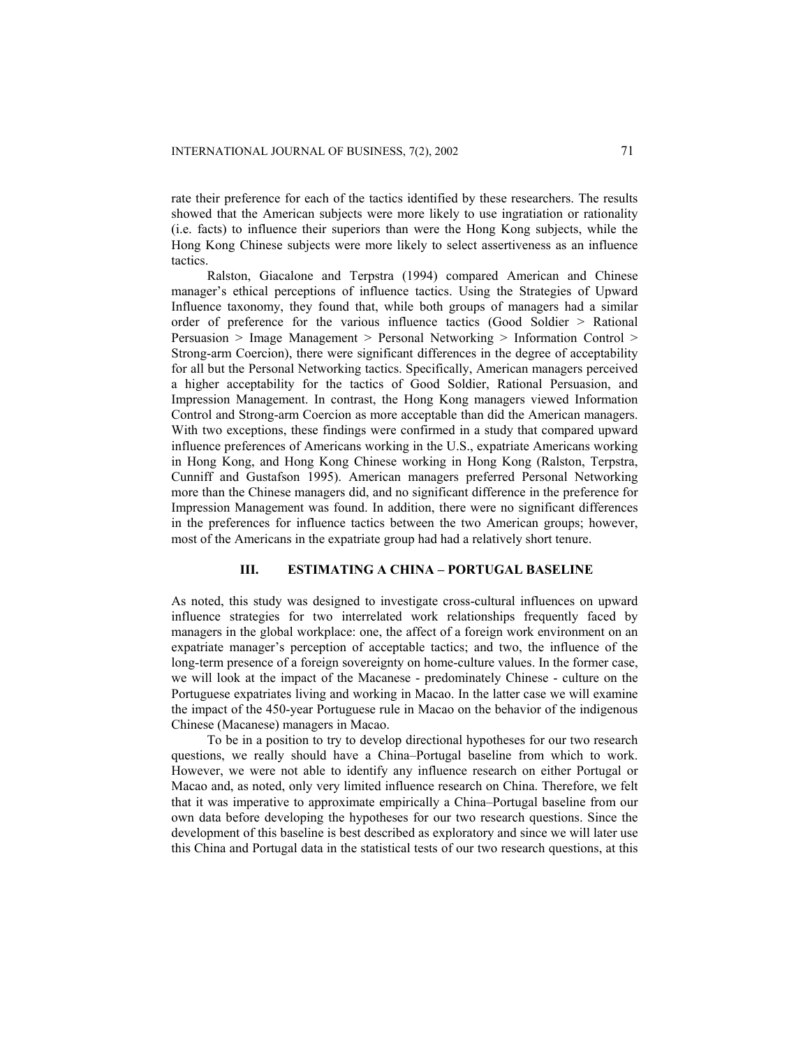rate their preference for each of the tactics identified by these researchers. The results showed that the American subjects were more likely to use ingratiation or rationality (i.e. facts) to influence their superiors than were the Hong Kong subjects, while the Hong Kong Chinese subjects were more likely to select assertiveness as an influence tactics.

Ralston, Giacalone and Terpstra (1994) compared American and Chinese manager's ethical perceptions of influence tactics. Using the Strategies of Upward Influence taxonomy, they found that, while both groups of managers had a similar order of preference for the various influence tactics (Good Soldier > Rational Persuasion > Image Management > Personal Networking > Information Control > Strong-arm Coercion), there were significant differences in the degree of acceptability for all but the Personal Networking tactics. Specifically, American managers perceived a higher acceptability for the tactics of Good Soldier, Rational Persuasion, and Impression Management. In contrast, the Hong Kong managers viewed Information Control and Strong-arm Coercion as more acceptable than did the American managers. With two exceptions, these findings were confirmed in a study that compared upward influence preferences of Americans working in the U.S., expatriate Americans working in Hong Kong, and Hong Kong Chinese working in Hong Kong (Ralston, Terpstra, Cunniff and Gustafson 1995). American managers preferred Personal Networking more than the Chinese managers did, and no significant difference in the preference for Impression Management was found. In addition, there were no significant differences in the preferences for influence tactics between the two American groups; however, most of the Americans in the expatriate group had had a relatively short tenure.

## III. ESTIMATING A CHINA – PORTUGAL BASELINE

As noted, this study was designed to investigate cross-cultural influences on upward influence strategies for two interrelated work relationships frequently faced by managers in the global workplace: one, the affect of a foreign work environment on an expatriate manager's perception of acceptable tactics; and two, the influence of the long-term presence of a foreign sovereignty on home-culture values. In the former case, we will look at the impact of the Macanese - predominately Chinese - culture on the Portuguese expatriates living and working in Macao. In the latter case we will examine the impact of the 450-year Portuguese rule in Macao on the behavior of the indigenous Chinese (Macanese) managers in Macao.

To be in a position to try to develop directional hypotheses for our two research questions, we really should have a China–Portugal baseline from which to work. However, we were not able to identify any influence research on either Portugal or Macao and, as noted, only very limited influence research on China. Therefore, we felt that it was imperative to approximate empirically a China–Portugal baseline from our own data before developing the hypotheses for our two research questions. Since the development of this baseline is best described as exploratory and since we will later use this China and Portugal data in the statistical tests of our two research questions, at this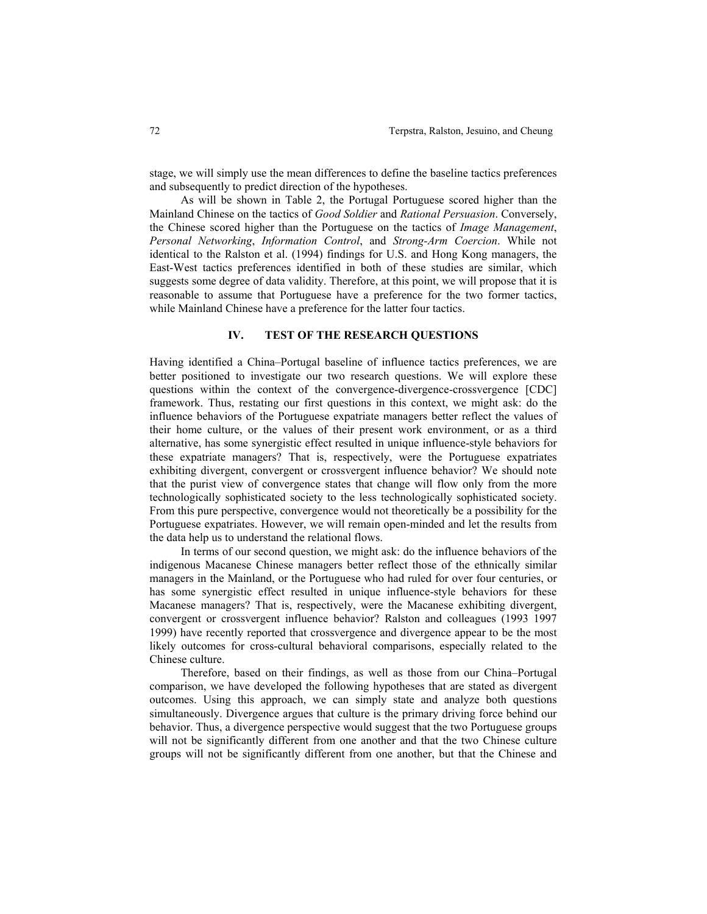stage, we will simply use the mean differences to define the baseline tactics preferences and subsequently to predict direction of the hypotheses.

As will be shown in Table 2, the Portugal Portuguese scored higher than the Mainland Chinese on the tactics of *Good Soldier* and *Rational Persuasion*. Conversely, the Chinese scored higher than the Portuguese on the tactics of *Image Management*, *Personal Networking*, *Information Control*, and *Strong-Arm Coercion*. While not identical to the Ralston et al. (1994) findings for U.S. and Hong Kong managers, the East-West tactics preferences identified in both of these studies are similar, which suggests some degree of data validity. Therefore, at this point, we will propose that it is reasonable to assume that Portuguese have a preference for the two former tactics, while Mainland Chinese have a preference for the latter four tactics.

## IV. TEST OF THE RESEARCH QUESTIONS

Having identified a China–Portugal baseline of influence tactics preferences, we are better positioned to investigate our two research questions. We will explore these questions within the context of the convergence-divergence-crossvergence [CDC] framework. Thus, restating our first questions in this context, we might ask: do the influence behaviors of the Portuguese expatriate managers better reflect the values of their home culture, or the values of their present work environment, or as a third alternative, has some synergistic effect resulted in unique influence-style behaviors for these expatriate managers? That is, respectively, were the Portuguese expatriates exhibiting divergent, convergent or crossvergent influence behavior? We should note that the purist view of convergence states that change will flow only from the more technologically sophisticated society to the less technologically sophisticated society. From this pure perspective, convergence would not theoretically be a possibility for the Portuguese expatriates. However, we will remain open-minded and let the results from the data help us to understand the relational flows.

In terms of our second question, we might ask: do the influence behaviors of the indigenous Macanese Chinese managers better reflect those of the ethnically similar managers in the Mainland, or the Portuguese who had ruled for over four centuries, or has some synergistic effect resulted in unique influence-style behaviors for these Macanese managers? That is, respectively, were the Macanese exhibiting divergent, convergent or crossvergent influence behavior? Ralston and colleagues (1993 1997 1999) have recently reported that crossvergence and divergence appear to be the most likely outcomes for cross-cultural behavioral comparisons, especially related to the Chinese culture.

Therefore, based on their findings, as well as those from our China–Portugal comparison, we have developed the following hypotheses that are stated as divergent outcomes. Using this approach, we can simply state and analyze both questions simultaneously. Divergence argues that culture is the primary driving force behind our behavior. Thus, a divergence perspective would suggest that the two Portuguese groups will not be significantly different from one another and that the two Chinese culture groups will not be significantly different from one another, but that the Chinese and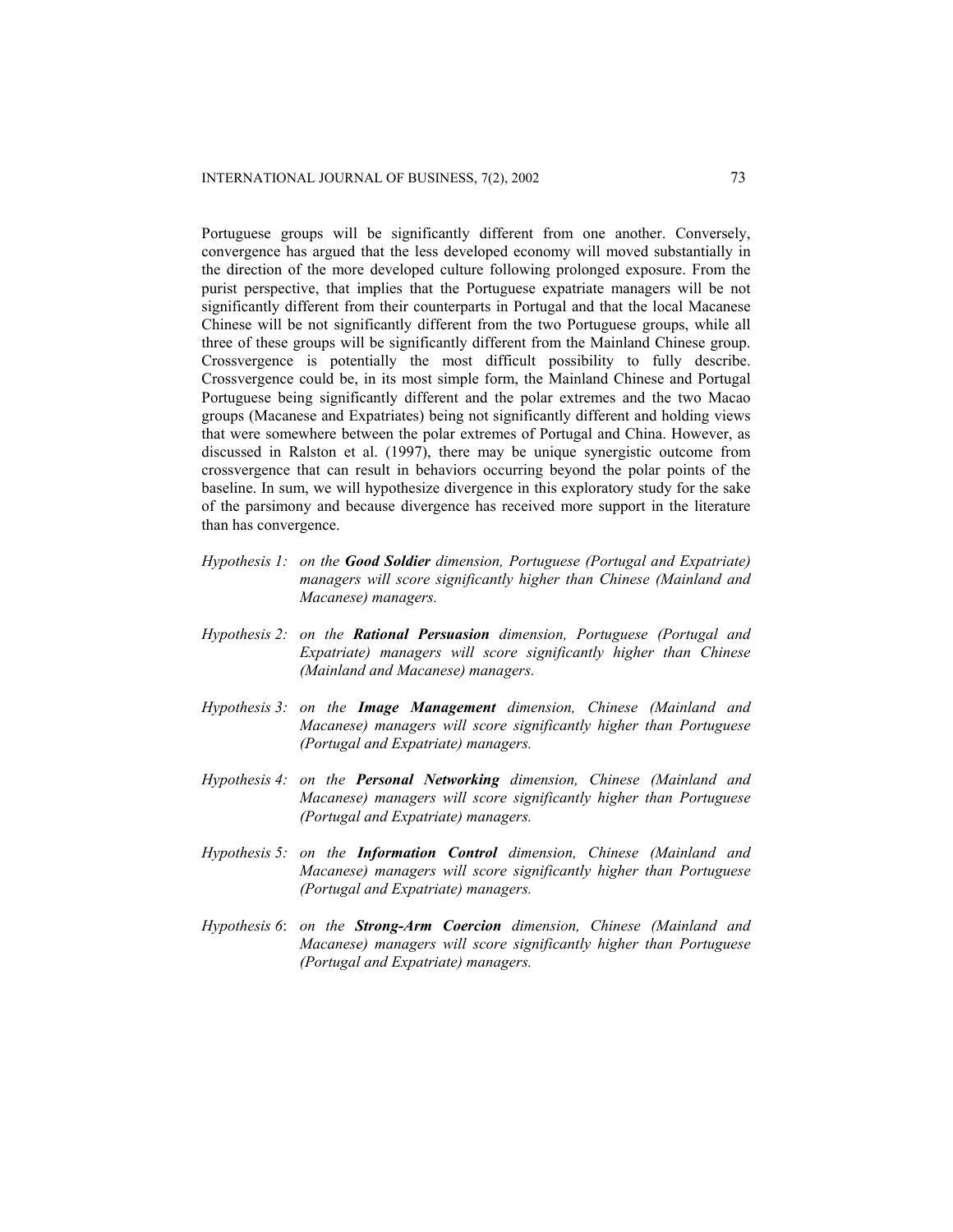Portuguese groups will be significantly different from one another. Conversely, convergence has argued that the less developed economy will moved substantially in the direction of the more developed culture following prolonged exposure. From the purist perspective, that implies that the Portuguese expatriate managers will be not significantly different from their counterparts in Portugal and that the local Macanese Chinese will be not significantly different from the two Portuguese groups, while all three of these groups will be significantly different from the Mainland Chinese group. Crossvergence is potentially the most difficult possibility to fully describe. Crossvergence could be, in its most simple form, the Mainland Chinese and Portugal Portuguese being significantly different and the polar extremes and the two Macao groups (Macanese and Expatriates) being not significantly different and holding views that were somewhere between the polar extremes of Portugal and China. However, as discussed in Ralston et al. (1997), there may be unique synergistic outcome from crossvergence that can result in behaviors occurring beyond the polar points of the baseline. In sum, we will hypothesize divergence in this exploratory study for the sake of the parsimony and because divergence has received more support in the literature than has convergence.

*Hypothesis 1: on the **Good Soldier** dimension, Portuguese (Portugal and Expatriate) managers will score significantly higher than Chinese (Mainland and Macanese) managers.*

*Hypothesis 2: on the **Rational Persuasion** dimension, Portuguese (Portugal and Expatriate) managers will score significantly higher than Chinese (Mainland and Macanese) managers.*

*Hypothesis 3: on the **Image Management** dimension, Chinese (Mainland and Macanese) managers will score significantly higher than Portuguese (Portugal and Expatriate) managers.*

*Hypothesis 4: on the **Personal Networking** dimension, Chinese (Mainland and Macanese) managers will score significantly higher than Portuguese (Portugal and Expatriate) managers.*

*Hypothesis 5: on the **Information Control** dimension, Chinese (Mainland and Macanese) managers will score significantly higher than Portuguese (Portugal and Expatriate) managers.*

*Hypothesis 6: on the **Strong-Arm Coercion** dimension, Chinese (Mainland and Macanese) managers will score significantly higher than Portuguese (Portugal and Expatriate) managers.*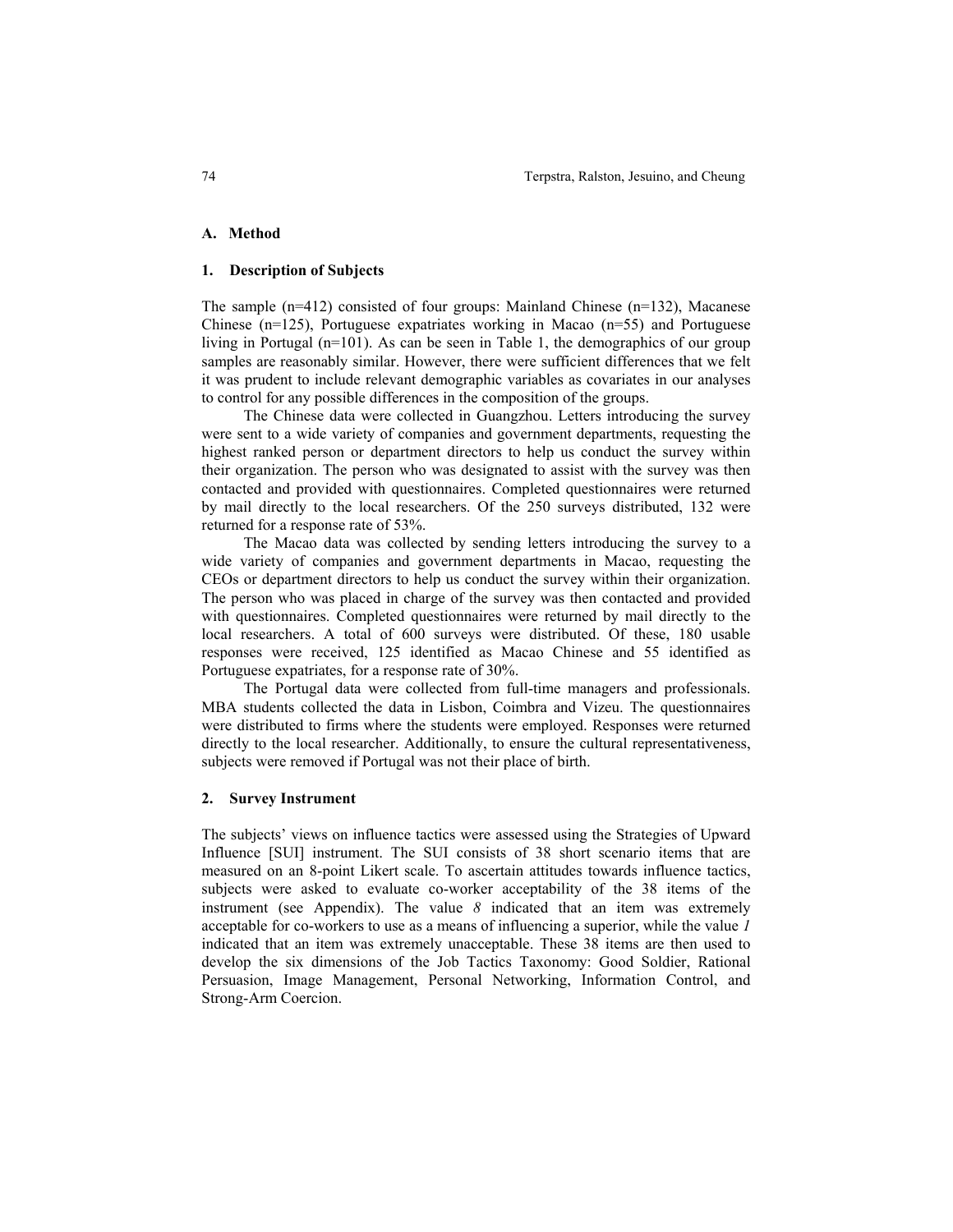### A. Method

#### 1. Description of Subjects

The sample (n=412) consisted of four groups: Mainland Chinese (n=132), Macanese Chinese (n=125), Portuguese expatriates working in Macao (n=55) and Portuguese living in Portugal (n=101). As can be seen in Table 1, the demographics of our group samples are reasonably similar. However, there were sufficient differences that we felt it was prudent to include relevant demographic variables as covariates in our analyses to control for any possible differences in the composition of the groups.

The Chinese data were collected in Guangzhou. Letters introducing the survey were sent to a wide variety of companies and government departments, requesting the highest ranked person or department directors to help us conduct the survey within their organization. The person who was designated to assist with the survey was then contacted and provided with questionnaires. Completed questionnaires were returned by mail directly to the local researchers. Of the 250 surveys distributed, 132 were returned for a response rate of 53%.

The Macao data was collected by sending letters introducing the survey to a wide variety of companies and government departments in Macao, requesting the CEOs or department directors to help us conduct the survey within their organization. The person who was placed in charge of the survey was then contacted and provided with questionnaires. Completed questionnaires were returned by mail directly to the local researchers. A total of 600 surveys were distributed. Of these, 180 usable responses were received, 125 identified as Macao Chinese and 55 identified as Portuguese expatriates, for a response rate of 30%.

The Portugal data were collected from full-time managers and professionals. MBA students collected the data in Lisbon, Coimbra and Vizeu. The questionnaires were distributed to firms where the students were employed. Responses were returned directly to the local researcher. Additionally, to ensure the cultural representativeness, subjects were removed if Portugal was not their place of birth.

#### 2. Survey Instrument

The subjects' views on influence tactics were assessed using the Strategies of Upward Influence [SUI] instrument. The SUI consists of 38 short scenario items that are measured on an 8-point Likert scale. To ascertain attitudes towards influence tactics, subjects were asked to evaluate co-worker acceptability of the 38 items of the instrument (see Appendix). The value *8* indicated that an item was extremely acceptable for co-workers to use as a means of influencing a superior, while the value *1* indicated that an item was extremely unacceptable. These 38 items are then used to develop the six dimensions of the Job Tactics Taxonomy: Good Soldier, Rational Persuasion, Image Management, Personal Networking, Information Control, and Strong-Arm Coercion.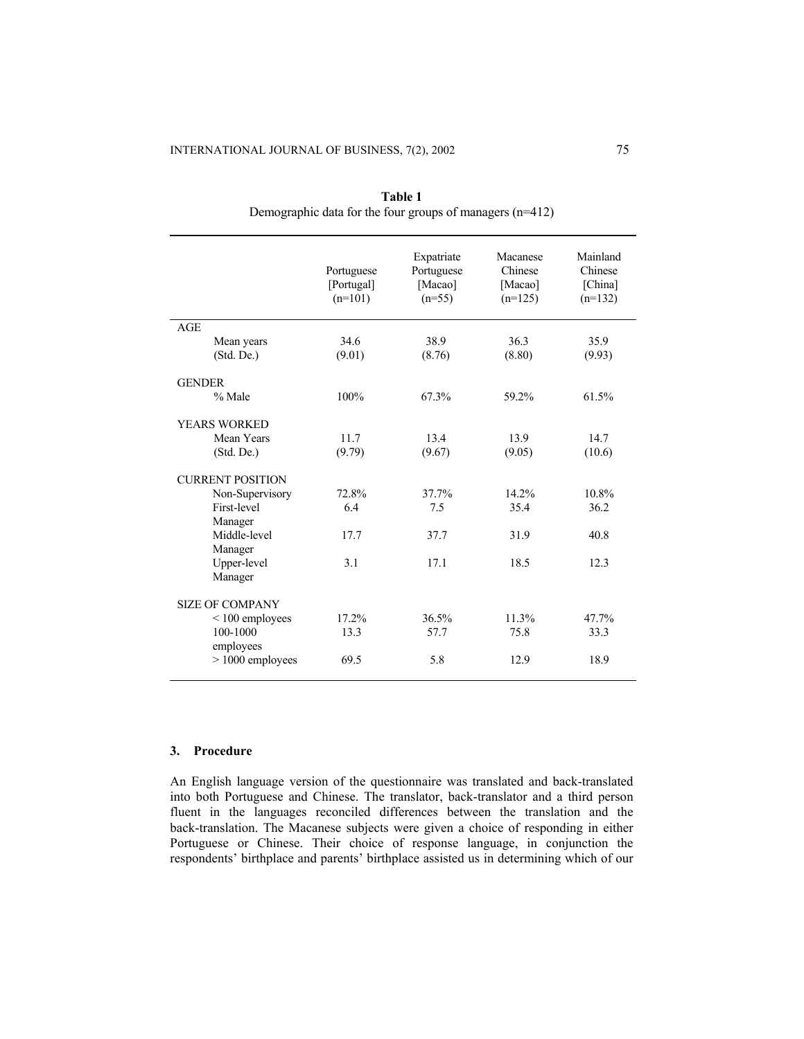**Table 1**
Demographic data for the four groups of managers (n=412)

| | Portuguese [Portugal] (n=101) | Expatriate Portuguese [Macao] (n=55) | Macanese Chinese [Macao] (n=125) | Mainland Chinese [China] (n=132) |
|---|---|---|---|---|
| AGE | | | | |
| Mean years | 34.6 | 38.9 | 36.3 | 35.9 |
| (Std. De.) | (9.01) | (8.76) | (8.80) | (9.93) |
| GENDER | | | | |
| % Male | 100% | 67.3% | 59.2% | 61.5% |
| YEARS WORKED | | | | |
| Mean Years | 11.7 | 13.4 | 13.9 | 14.7 |
| (Std. De.) | (9.79) | (9.67) | (9.05) | (10.6) |
| CURRENT POSITION | | | | |
| Non-Supervisory | 72.8% | 37.7% | 14.2% | 10.8% |
| First-level Manager | 6.4 | 7.5 | 35.4 | 36.2 |
| Middle-level Manager | 17.7 | 37.7 | 31.9 | 40.8 |
| Upper-level Manager | 3.1 | 17.1 | 18.5 | 12.3 |
| SIZE OF COMPANY | | | | |
| < 100 employees | 17.2% | 36.5% | 11.3% | 47.7% |
| 100-1000 employees | 13.3 | 57.7 | 75.8 | 33.3 |
| > 1000 employees | 69.5 | 5.8 | 12.9 | 18.9 |

### 3. Procedure

An English language version of the questionnaire was translated and back-translated into both Portuguese and Chinese. The translator, back-translator and a third person fluent in the languages reconciled differences between the translation and the back-translation. The Macanese subjects were given a choice of responding in either Portuguese or Chinese. Their choice of response language, in conjunction the respondents' birthplace and parents' birthplace assisted us in determining which of our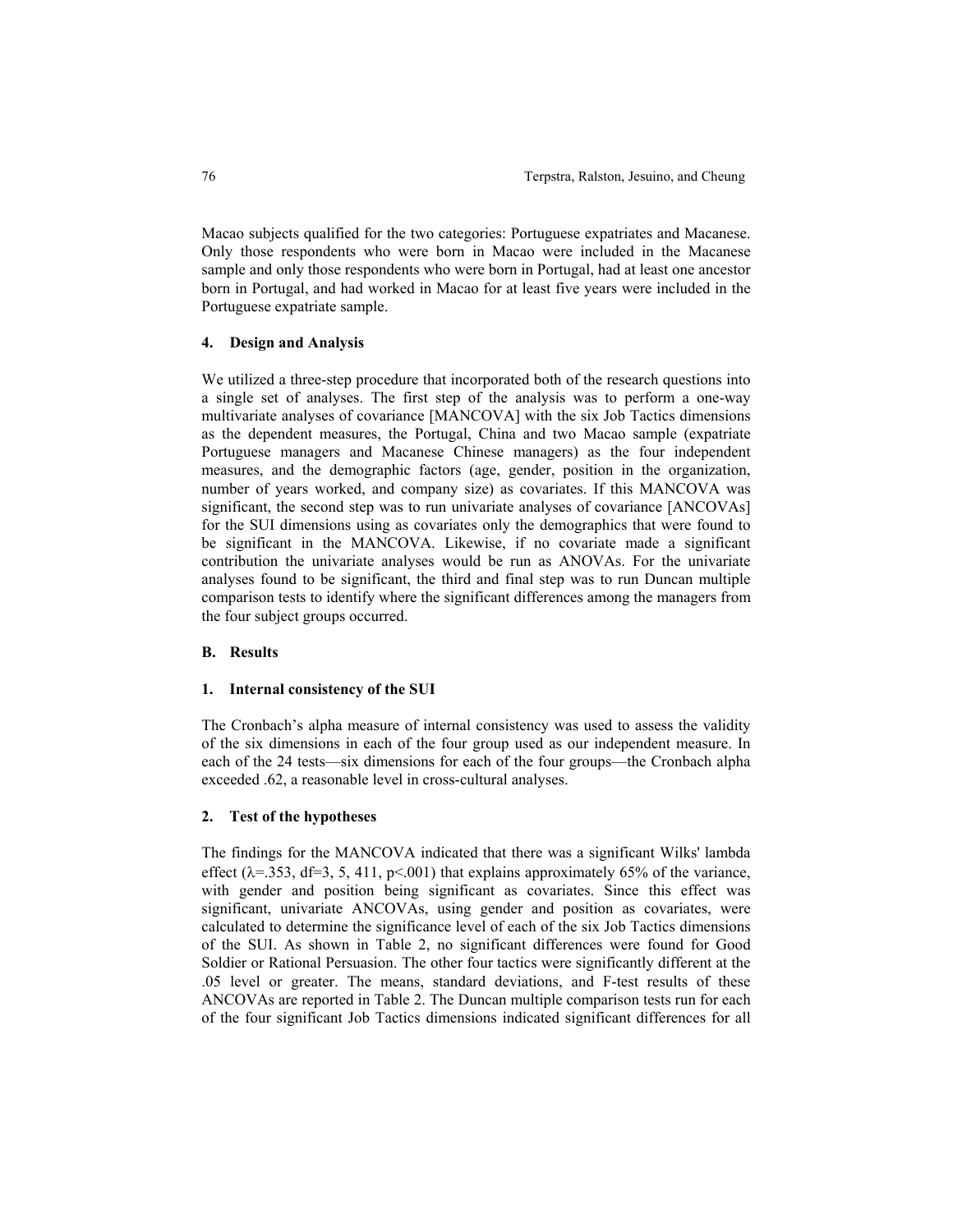Macao subjects qualified for the two categories: Portuguese expatriates and Macanese. Only those respondents who were born in Macao were included in the Macanese sample and only those respondents who were born in Portugal, had at least one ancestor born in Portugal, and had worked in Macao for at least five years were included in the Portuguese expatriate sample.

### 4. Design and Analysis

We utilized a three-step procedure that incorporated both of the research questions into a single set of analyses. The first step of the analysis was to perform a one-way multivariate analyses of covariance [MANCOVA] with the six Job Tactics dimensions as the dependent measures, the Portugal, China and two Macao sample (expatriate Portuguese managers and Macanese Chinese managers) as the four independent measures, and the demographic factors (age, gender, position in the organization, number of years worked, and company size) as covariates. If this MANCOVA was significant, the second step was to run univariate analyses of covariance [ANCOVAs] for the SUI dimensions using as covariates only the demographics that were found to be significant in the MANCOVA. Likewise, if no covariate made a significant contribution the univariate analyses would be run as ANOVAs. For the univariate analyses found to be significant, the third and final step was to run Duncan multiple comparison tests to identify where the significant differences among the managers from the four subject groups occurred.

## B. Results

### 1. Internal consistency of the SUI

The Cronbach's alpha measure of internal consistency was used to assess the validity of the six dimensions in each of the four group used as our independent measure. In each of the 24 tests—six dimensions for each of the four groups—the Cronbach alpha exceeded .62, a reasonable level in cross-cultural analyses.

### 2. Test of the hypotheses

The findings for the MANCOVA indicated that there was a significant Wilks' lambda effect ($\lambda$=.353, df=3, 5, 411, $p$<.001) that explains approximately 65% of the variance, with gender and position being significant as covariates. Since this effect was significant, univariate ANCOVAs, using gender and position as covariates, were calculated to determine the significance level of each of the six Job Tactics dimensions of the SUI. As shown in Table 2, no significant differences were found for Good Soldier or Rational Persuasion. The other four tactics were significantly different at the .05 level or greater. The means, standard deviations, and F-test results of these ANCOVAs are reported in Table 2. The Duncan multiple comparison tests run for each of the four significant Job Tactics dimensions indicated significant differences for all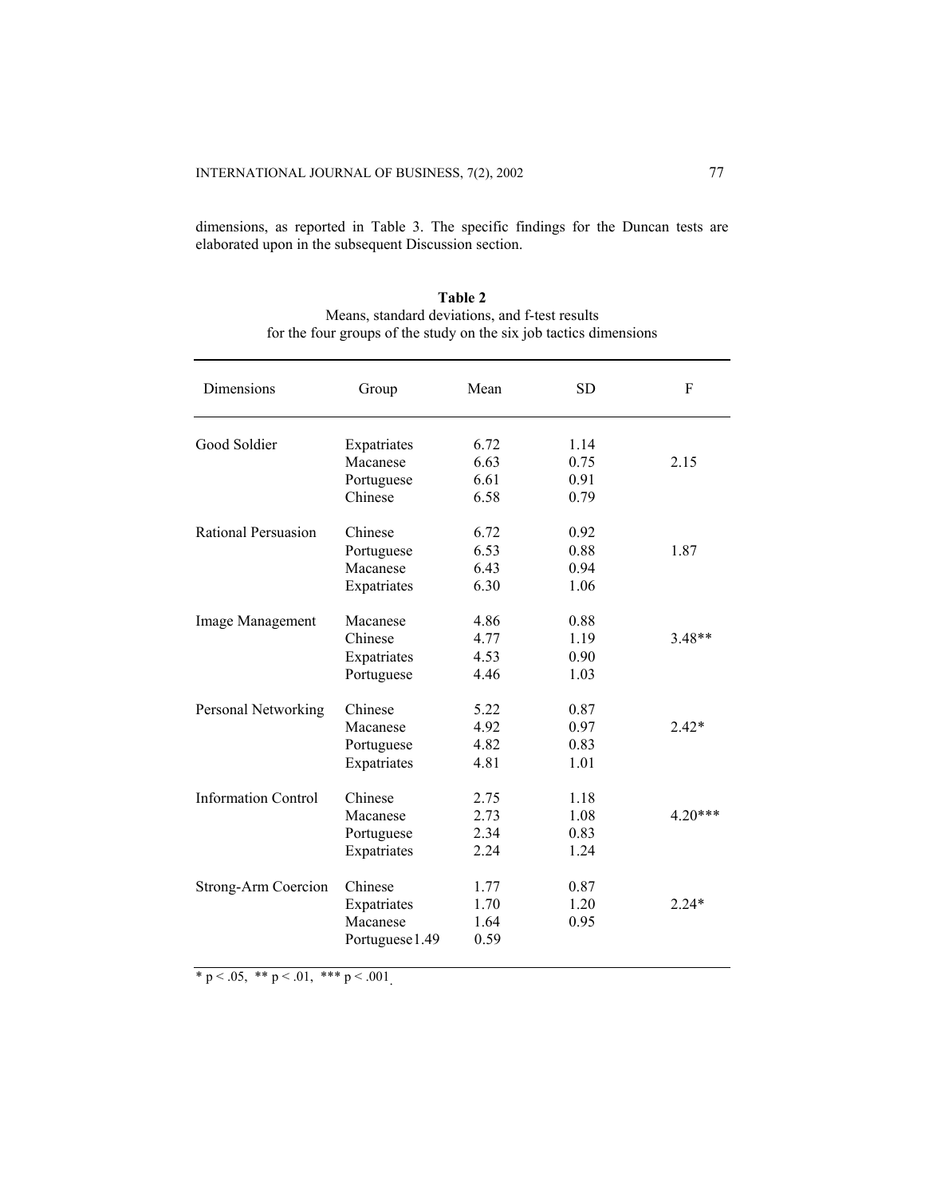dimensions, as reported in Table 3. The specific findings for the Duncan tests are elaborated upon in the subsequent Discussion section.

**Table 2**
Means, standard deviations, and f-test results for the four groups of the study on the six job tactics dimensions

| Dimensions | Group | Mean | SD | F |
|---|---|---|---|---|
| Good Soldier | Expatriates | 6.72 | 1.14 | |
| | Macanese | 6.63 | 0.75 | 2.15 |
| | Portuguese | 6.61 | 0.91 | |
| | Chinese | 6.58 | 0.79 | |
| Rational Persuasion | Chinese | 6.72 | 0.92 | |
| | Portuguese | 6.53 | 0.88 | 1.87 |
| | Macanese | 6.43 | 0.94 | |
| | Expatriates | 6.30 | 1.06 | |
| Image Management | Macanese | 4.86 | 0.88 | |
| | Chinese | 4.77 | 1.19 | 3.48** |
| | Expatriates | 4.53 | 0.90 | |
| | Portuguese | 4.46 | 1.03 | |
| Personal Networking | Chinese | 5.22 | 0.87 | |
| | Macanese | 4.92 | 0.97 | 2.42* |
| | Portuguese | 4.82 | 0.83 | |
| | Expatriates | 4.81 | 1.01 | |
| Information Control | Chinese | 2.75 | 1.18 | |
| | Macanese | 2.73 | 1.08 | 4.20*** |
| | Portuguese | 2.34 | 0.83 | |
| | Expatriates | 2.24 | 1.24 | |
| Strong-Arm Coercion | Chinese | 1.77 | 0.87 | |
| | Expatriates | 1.70 | 1.20 | 2.24* |
| | Macanese | 1.64 | 0.95 | |
| | Portuguese1.49 | 0.59 | | |

* $p < .05$, ** $p < .01$, *** $p < .001$.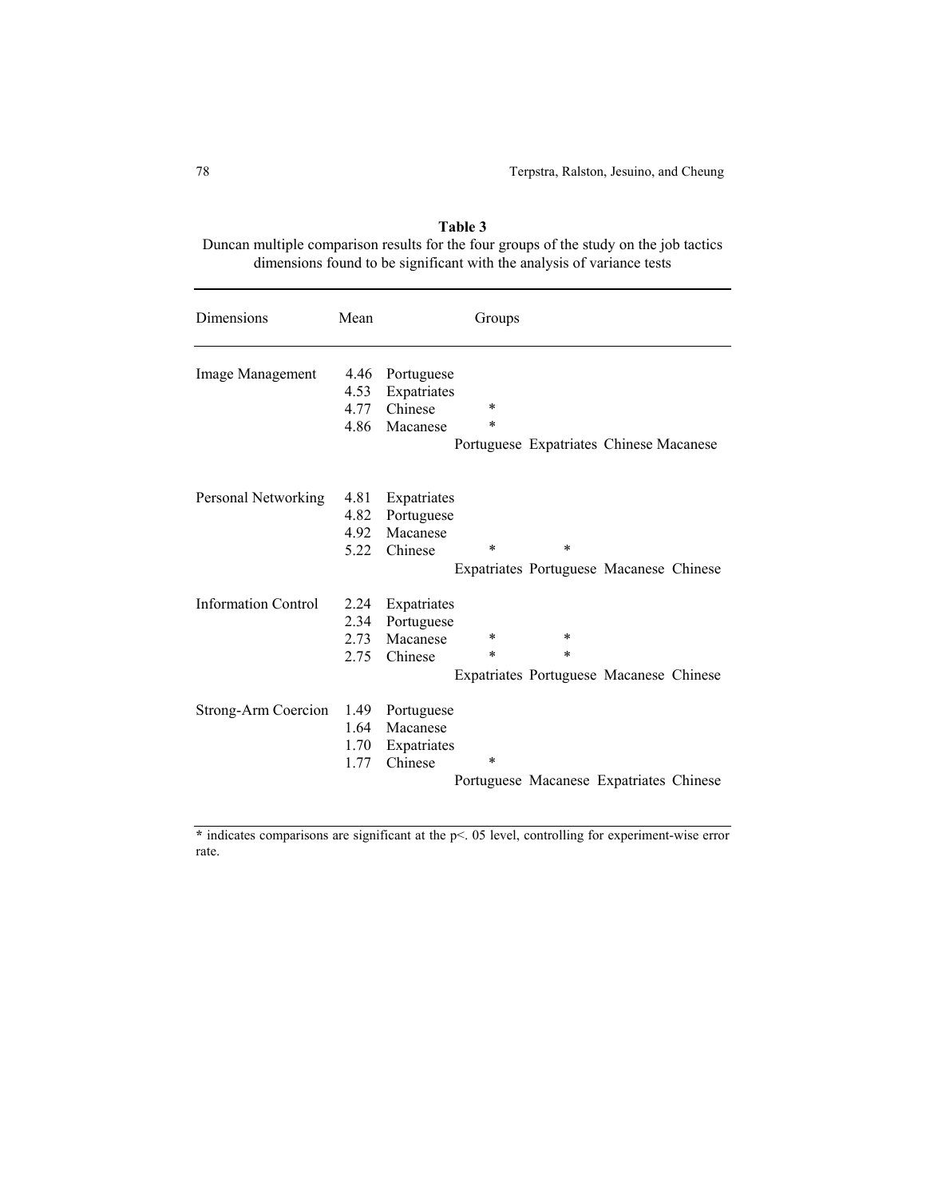**Table 3**
Duncan multiple comparison results for the four groups of the study on the job tactics dimensions found to be significant with the analysis of variance tests

| Dimensions | Mean | Groups | | | | |
|---|---|---|---|---|---|---|
| Image Management | 4.46 | Portuguese | | | | |
| | 4.53 | Expatriates | | | | |
| | 4.77 | Chinese | * | | | |
| | 4.86 | Macanese | * | | | |
| | | | Portuguese | Expatriates | Chinese | Macanese |
| Personal Networking | 4.81 | Expatriates | | | | |
| | 4.82 | Portuguese | | | | |
| | 4.92 | Macanese | | | | |
| | 5.22 | Chinese | * | * | | |
| | | | Expatriates | Portuguese | Macanese | Chinese |
| Information Control | 2.24 | Expatriates | | | | |
| | 2.34 | Portuguese | | | | |
| | 2.73 | Macanese | * | * | | |
| | 2.75 | Chinese | * | * | | |
| | | | Expatriates | Portuguese | Macanese | Chinese |
| Strong-Arm Coercion | 1.49 | Portuguese | | | | |
| | 1.64 | Macanese | | | | |
| | 1.70 | Expatriates | | | | |
| | 1.77 | Chinese | * | | | |
| | | | Portuguese | Macanese | Expatriates | Chinese |

* indicates comparisons are significant at the $p < .05$ level, controlling for experiment-wise error rate.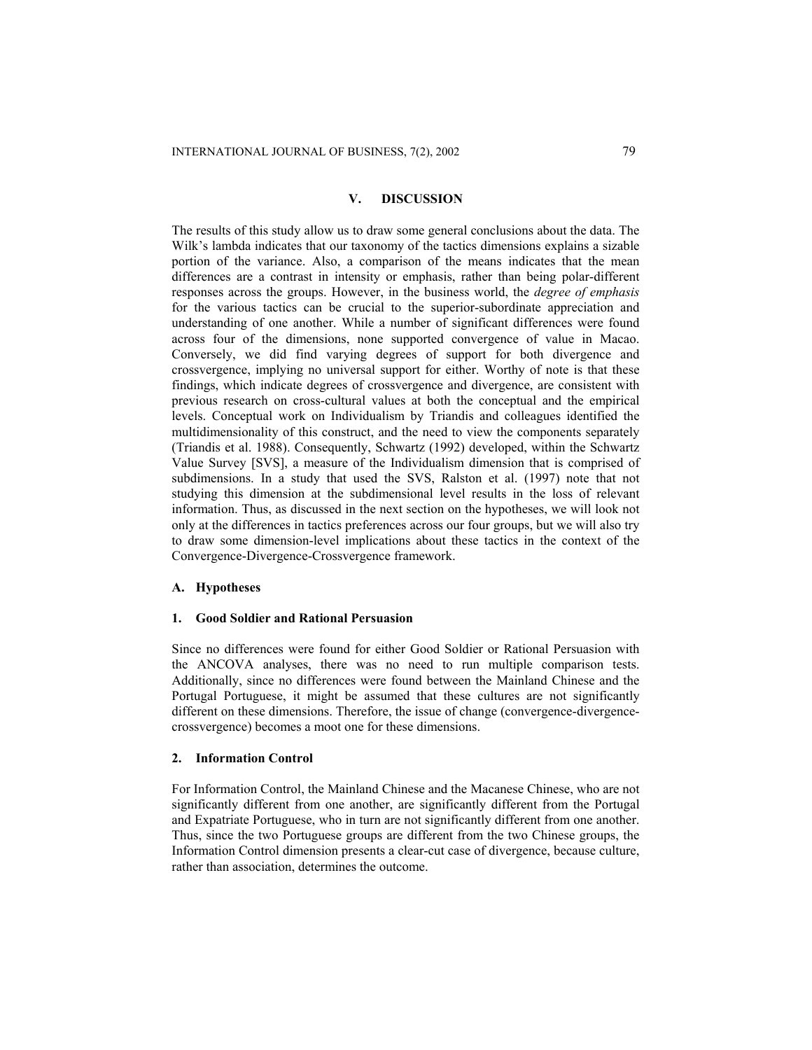## V. DISCUSSION

The results of this study allow us to draw some general conclusions about the data. The Wilk's lambda indicates that our taxonomy of the tactics dimensions explains a sizable portion of the variance. Also, a comparison of the means indicates that the mean differences are a contrast in intensity or emphasis, rather than being polar-different responses across the groups. However, in the business world, the *degree of emphasis* for the various tactics can be crucial to the superior-subordinate appreciation and understanding of one another. While a number of significant differences were found across four of the dimensions, none supported convergence of value in Macao. Conversely, we did find varying degrees of support for both divergence and crossvergence, implying no universal support for either. Worthy of note is that these findings, which indicate degrees of crossvergence and divergence, are consistent with previous research on cross-cultural values at both the conceptual and the empirical levels. Conceptual work on Individualism by Triandis and colleagues identified the multidimensionality of this construct, and the need to view the components separately (Triandis et al. 1988). Consequently, Schwartz (1992) developed, within the Schwartz Value Survey [SVS], a measure of the Individualism dimension that is comprised of subdimensions. In a study that used the SVS, Ralston et al. (1997) note that not studying this dimension at the subdimensional level results in the loss of relevant information. Thus, as discussed in the next section on the hypotheses, we will look not only at the differences in tactics preferences across our four groups, but we will also try to draw some dimension-level implications about these tactics in the context of the Convergence-Divergence-Crossvergence framework.

### A. Hypotheses

#### 1. Good Soldier and Rational Persuasion

Since no differences were found for either Good Soldier or Rational Persuasion with the ANCOVA analyses, there was no need to run multiple comparison tests. Additionally, since no differences were found between the Mainland Chinese and the Portugal Portuguese, it might be assumed that these cultures are not significantly different on these dimensions. Therefore, the issue of change (convergence-divergence-crossvergence) becomes a moot one for these dimensions.

#### 2. Information Control

For Information Control, the Mainland Chinese and the Macanese Chinese, who are not significantly different from one another, are significantly different from the Portugal and Expatriate Portuguese, who in turn are not significantly different from one another. Thus, since the two Portuguese groups are different from the two Chinese groups, the Information Control dimension presents a clear-cut case of divergence, because culture, rather than association, determines the outcome.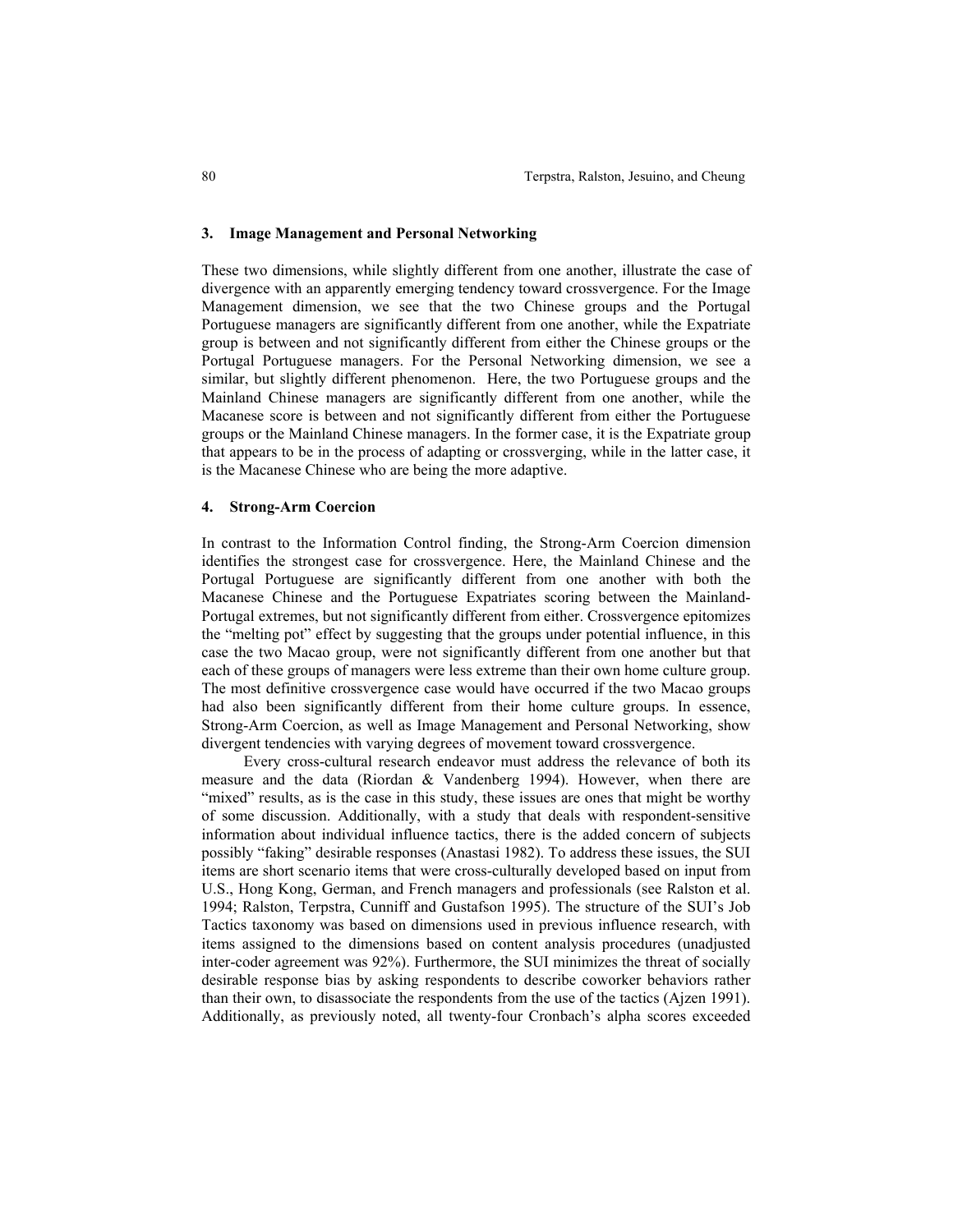### 3. Image Management and Personal Networking

These two dimensions, while slightly different from one another, illustrate the case of divergence with an apparently emerging tendency toward crossvergence. For the Image Management dimension, we see that the two Chinese groups and the Portugal Portuguese managers are significantly different from one another, while the Expatriate group is between and not significantly different from either the Chinese groups or the Portugal Portuguese managers. For the Personal Networking dimension, we see a similar, but slightly different phenomenon. Here, the two Portuguese groups and the Mainland Chinese managers are significantly different from one another, while the Macanese score is between and not significantly different from either the Portuguese groups or the Mainland Chinese managers. In the former case, it is the Expatriate group that appears to be in the process of adapting or crossverging, while in the latter case, it is the Macanese Chinese who are being the more adaptive.

### 4. Strong-Arm Coercion

In contrast to the Information Control finding, the Strong-Arm Coercion dimension identifies the strongest case for crossvergence. Here, the Mainland Chinese and the Portugal Portuguese are significantly different from one another with both the Macanese Chinese and the Portuguese Expatriates scoring between the Mainland-Portugal extremes, but not significantly different from either. Crossvergence epitomizes the "melting pot" effect by suggesting that the groups under potential influence, in this case the two Macao group, were not significantly different from one another but that each of these groups of managers were less extreme than their own home culture group. The most definitive crossvergence case would have occurred if the two Macao groups had also been significantly different from their home culture groups. In essence, Strong-Arm Coercion, as well as Image Management and Personal Networking, show divergent tendencies with varying degrees of movement toward crossvergence.

Every cross-cultural research endeavor must address the relevance of both its measure and the data (Riordan & Vandenberg 1994). However, when there are "mixed" results, as is the case in this study, these issues are ones that might be worthy of some discussion. Additionally, with a study that deals with respondent-sensitive information about individual influence tactics, there is the added concern of subjects possibly "faking" desirable responses (Anastasi 1982). To address these issues, the SUI items are short scenario items that were cross-culturally developed based on input from U.S., Hong Kong, German, and French managers and professionals (see Ralston et al. 1994; Ralston, Terpstra, Cunniff and Gustafson 1995). The structure of the SUI's Job Tactics taxonomy was based on dimensions used in previous influence research, with items assigned to the dimensions based on content analysis procedures (unadjusted inter-coder agreement was 92%). Furthermore, the SUI minimizes the threat of socially desirable response bias by asking respondents to describe coworker behaviors rather than their own, to disassociate the respondents from the use of the tactics (Ajzen 1991). Additionally, as previously noted, all twenty-four Cronbach's alpha scores exceeded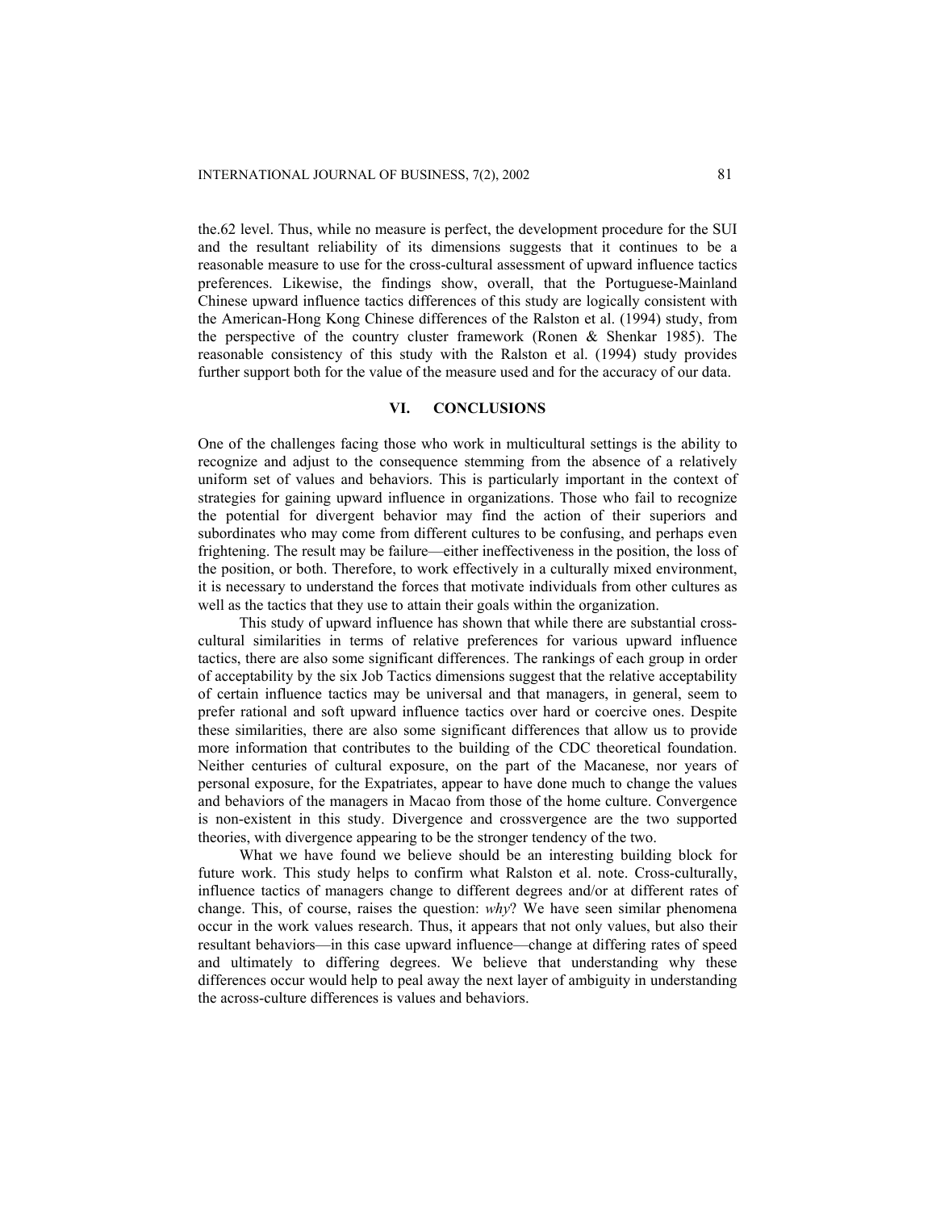the.62 level. Thus, while no measure is perfect, the development procedure for the SUI and the resultant reliability of its dimensions suggests that it continues to be a reasonable measure to use for the cross-cultural assessment of upward influence tactics preferences. Likewise, the findings show, overall, that the Portuguese-Mainland Chinese upward influence tactics differences of this study are logically consistent with the American-Hong Kong Chinese differences of the Ralston et al. (1994) study, from the perspective of the country cluster framework (Ronen & Shenkar 1985). The reasonable consistency of this study with the Ralston et al. (1994) study provides further support both for the value of the measure used and for the accuracy of our data.

## VI. CONCLUSIONS

One of the challenges facing those who work in multicultural settings is the ability to recognize and adjust to the consequence stemming from the absence of a relatively uniform set of values and behaviors. This is particularly important in the context of strategies for gaining upward influence in organizations. Those who fail to recognize the potential for divergent behavior may find the action of their superiors and subordinates who may come from different cultures to be confusing, and perhaps even frightening. The result may be failure—either ineffectiveness in the position, the loss of the position, or both. Therefore, to work effectively in a culturally mixed environment, it is necessary to understand the forces that motivate individuals from other cultures as well as the tactics that they use to attain their goals within the organization.

This study of upward influence has shown that while there are substantial cross-cultural similarities in terms of relative preferences for various upward influence tactics, there are also some significant differences. The rankings of each group in order of acceptability by the six Job Tactics dimensions suggest that the relative acceptability of certain influence tactics may be universal and that managers, in general, seem to prefer rational and soft upward influence tactics over hard or coercive ones. Despite these similarities, there are also some significant differences that allow us to provide more information that contributes to the building of the CDC theoretical foundation. Neither centuries of cultural exposure, on the part of the Macanese, nor years of personal exposure, for the Expatriates, appear to have done much to change the values and behaviors of the managers in Macao from those of the home culture. Convergence is non-existent in this study. Divergence and crossvergence are the two supported theories, with divergence appearing to be the stronger tendency of the two.

What we have found we believe should be an interesting building block for future work. This study helps to confirm what Ralston et al. note. Cross-culturally, influence tactics of managers change to different degrees and/or at different rates of change. This, of course, raises the question: *why*? We have seen similar phenomena occur in the work values research. Thus, it appears that not only values, but also their resultant behaviors—in this case upward influence—change at differing rates of speed and ultimately to differing degrees. We believe that understanding why these differences occur would help to peal away the next layer of ambiguity in understanding the across-culture differences is values and behaviors.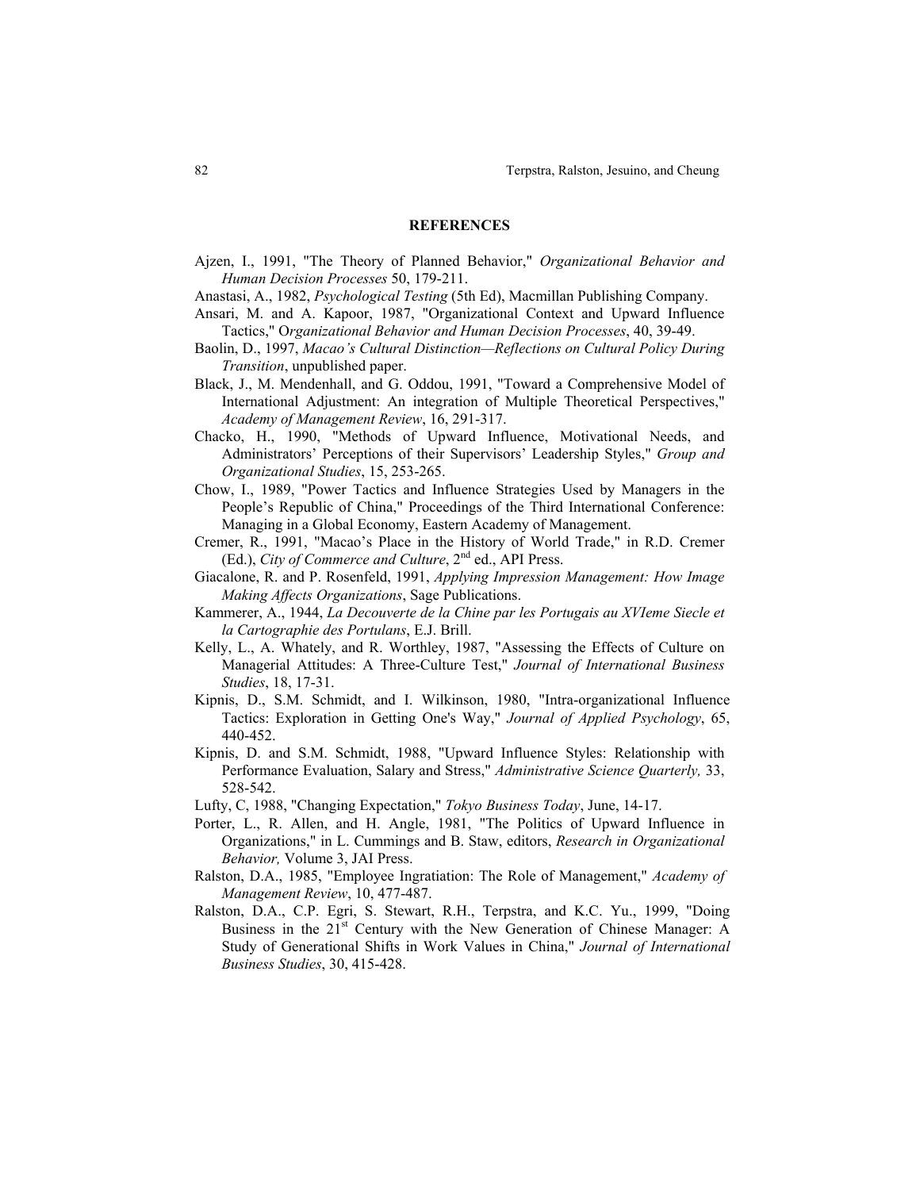## REFERENCES

Ajzen, I., 1991, "The Theory of Planned Behavior," *Organizational Behavior and Human Decision Processes* 50, 179-211.

Anastasi, A., 1982, *Psychological Testing* (5th Ed), Macmillan Publishing Company.

Ansari, M. and A. Kapoor, 1987, "Organizational Context and Upward Influence Tactics," *Organizational Behavior and Human Decision Processes*, 40, 39-49.

Baolin, D., 1997, *Macao's Cultural Distinction—Reflections on Cultural Policy During Transition*, unpublished paper.

Black, J., M. Mendenhall, and G. Oddou, 1991, "Toward a Comprehensive Model of International Adjustment: An integration of Multiple Theoretical Perspectives," *Academy of Management Review*, 16, 291-317.

Chacko, H., 1990, "Methods of Upward Influence, Motivational Needs, and Administrators' Perceptions of their Supervisors' Leadership Styles," *Group and Organizational Studies*, 15, 253-265.

Chow, I., 1989, "Power Tactics and Influence Strategies Used by Managers in the People's Republic of China," Proceedings of the Third International Conference: Managing in a Global Economy, Eastern Academy of Management.

Cremer, R., 1991, "Macao's Place in the History of World Trade," in R.D. Cremer (Ed.), *City of Commerce and Culture*, 2nd ed., API Press.

Giacalone, R. and P. Rosenfeld, 1991, *Applying Impression Management: How Image Making Affects Organizations*, Sage Publications.

Kammerer, A., 1944, *La Decouverte de la Chine par les Portugais au XVIeme Siecle et la Cartographie des Portulans*, E.J. Brill.

Kelly, L., A. Whately, and R. Worthley, 1987, "Assessing the Effects of Culture on Managerial Attitudes: A Three-Culture Test," *Journal of International Business Studies*, 18, 17-31.

Kipnis, D., S.M. Schmidt, and I. Wilkinson, 1980, "Intra-organizational Influence Tactics: Exploration in Getting One's Way," *Journal of Applied Psychology*, 65, 440-452.

Kipnis, D. and S.M. Schmidt, 1988, "Upward Influence Styles: Relationship with Performance Evaluation, Salary and Stress," *Administrative Science Quarterly,* 33, 528-542.

Lufty, C, 1988, "Changing Expectation," *Tokyo Business Today*, June, 14-17.

Porter, L., R. Allen, and H. Angle, 1981, "The Politics of Upward Influence in Organizations," in L. Cummings and B. Staw, editors, *Research in Organizational Behavior,* Volume 3, JAI Press.

Ralston, D.A., 1985, "Employee Ingratiation: The Role of Management," *Academy of Management Review*, 10, 477-487.

Ralston, D.A., C.P. Egri, S. Stewart, R.H., Terpstra, and K.C. Yu., 1999, "Doing Business in the 21st Century with the New Generation of Chinese Manager: A Study of Generational Shifts in Work Values in China," *Journal of International Business Studies*, 30, 415-428.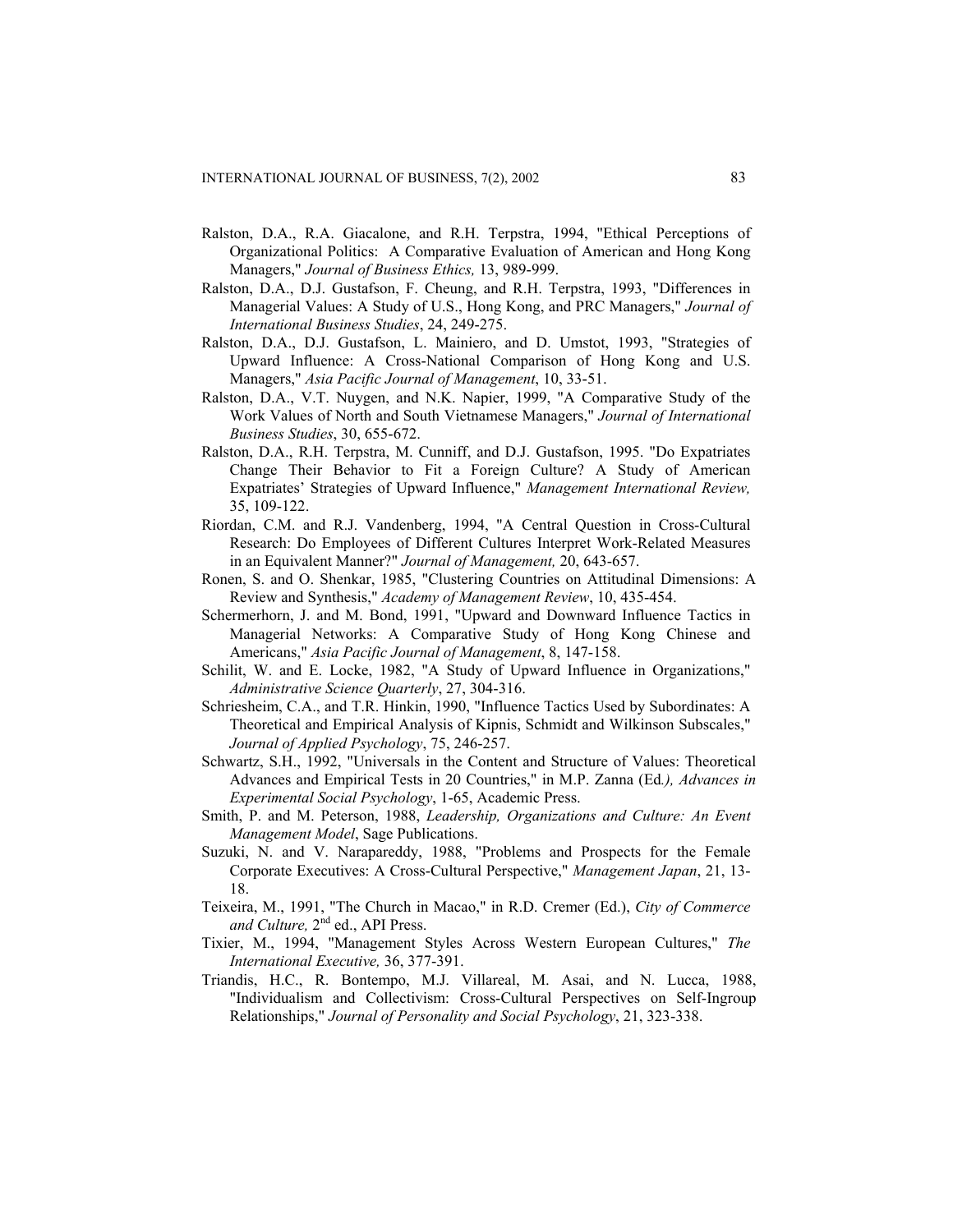Ralston, D.A., R.A. Giacalone, and R.H. Terpstra, 1994, "Ethical Perceptions of Organizational Politics: A Comparative Evaluation of American and Hong Kong Managers," *Journal of Business Ethics,* 13, 989-999.

Ralston, D.A., D.J. Gustafson, F. Cheung, and R.H. Terpstra, 1993, "Differences in Managerial Values: A Study of U.S., Hong Kong, and PRC Managers," *Journal of International Business Studies*, 24, 249-275.

Ralston, D.A., D.J. Gustafson, L. Mainiero, and D. Umstot, 1993, "Strategies of Upward Influence: A Cross-National Comparison of Hong Kong and U.S. Managers," *Asia Pacific Journal of Management*, 10, 33-51.

Ralston, D.A., V.T. Nuygen, and N.K. Napier, 1999, "A Comparative Study of the Work Values of North and South Vietnamese Managers," *Journal of International Business Studies*, 30, 655-672.

Ralston, D.A., R.H. Terpstra, M. Cunniff, and D.J. Gustafson, 1995. "Do Expatriates Change Their Behavior to Fit a Foreign Culture? A Study of American Expatriates' Strategies of Upward Influence," *Management International Review,* 35, 109-122.

Riordan, C.M. and R.J. Vandenberg, 1994, "A Central Question in Cross-Cultural Research: Do Employees of Different Cultures Interpret Work-Related Measures in an Equivalent Manner?" *Journal of Management,* 20, 643-657.

Ronen, S. and O. Shenkar, 1985, "Clustering Countries on Attitudinal Dimensions: A Review and Synthesis," *Academy of Management Review*, 10, 435-454.

Schermerhorn, J. and M. Bond, 1991, "Upward and Downward Influence Tactics in Managerial Networks: A Comparative Study of Hong Kong Chinese and Americans," *Asia Pacific Journal of Management*, 8, 147-158.

Schilit, W. and E. Locke, 1982, "A Study of Upward Influence in Organizations," *Administrative Science Quarterly*, 27, 304-316.

Schriesheim, C.A., and T.R. Hinkin, 1990, "Influence Tactics Used by Subordinates: A Theoretical and Empirical Analysis of Kipnis, Schmidt and Wilkinson Subscales," *Journal of Applied Psychology*, 75, 246-257.

Schwartz, S.H., 1992, "Universals in the Content and Structure of Values: Theoretical Advances and Empirical Tests in 20 Countries," in M.P. Zanna (Ed*.), Advances in Experimental Social Psychology*, 1-65, Academic Press.

Smith, P. and M. Peterson, 1988, *Leadership, Organizations and Culture: An Event Management Model*, Sage Publications.

Suzuki, N. and V. Narapareddy, 1988, "Problems and Prospects for the Female Corporate Executives: A Cross-Cultural Perspective," *Management Japan*, 21, 13-18.

Teixeira, M., 1991, "The Church in Macao," in R.D. Cremer (Ed.), *City of Commerce and Culture,* 2nd ed., API Press.

Tixier, M., 1994, "Management Styles Across Western European Cultures," *The International Executive,* 36, 377-391.

Triandis, H.C., R. Bontempo, M.J. Villareal, M. Asai, and N. Lucca, 1988, "Individualism and Collectivism: Cross-Cultural Perspectives on Self-Ingroup Relationships," *Journal of Personality and Social Psychology*, 21, 323-338.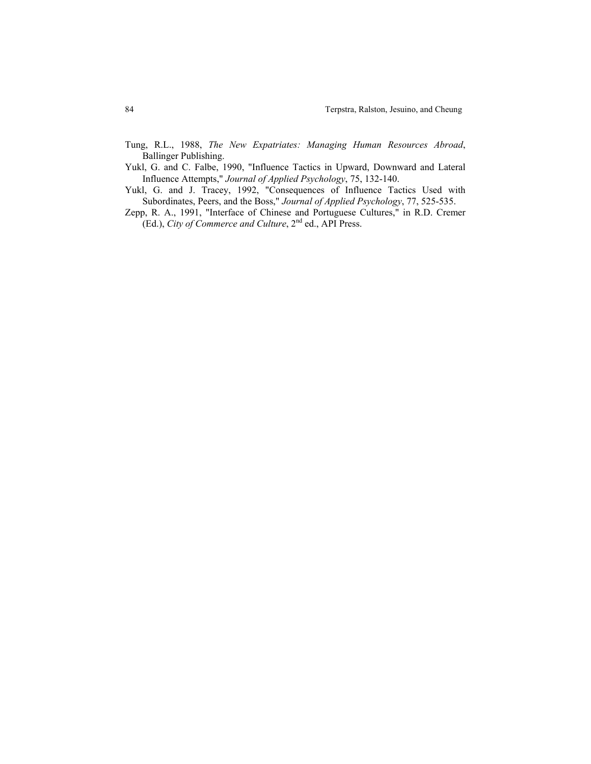Tung, R.L., 1988, *The New Expatriates: Managing Human Resources Abroad*, Ballinger Publishing.

Yukl, G. and C. Falbe, 1990, "Influence Tactics in Upward, Downward and Lateral Influence Attempts," *Journal of Applied Psychology*, 75, 132-140.

Yukl, G. and J. Tracey, 1992, "Consequences of Influence Tactics Used with Subordinates, Peers, and the Boss," *Journal of Applied Psychology*, 77, 525-535.

Zepp, R. A., 1991, "Interface of Chinese and Portuguese Cultures," in R.D. Cremer (Ed.), *City of Commerce and Culture*, 2nd ed., API Press.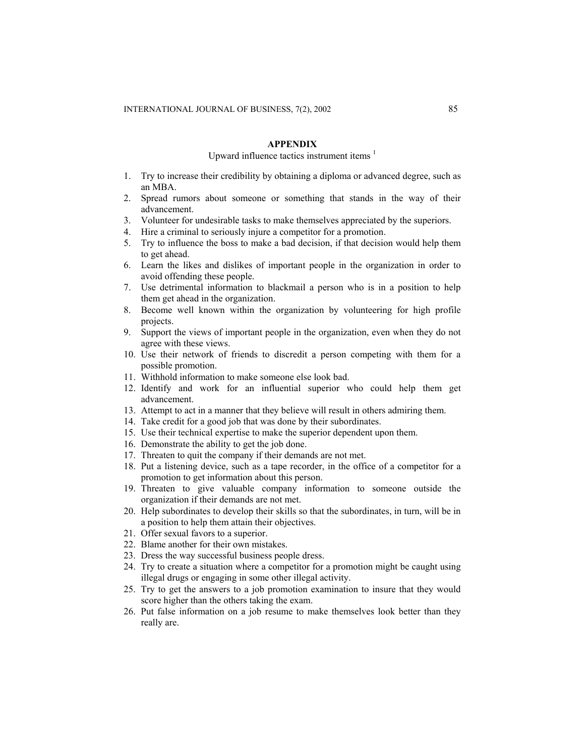## APPENDIX

Upward influence tactics instrument items [1]

1. Try to increase their credibility by obtaining a diploma or advanced degree, such as an MBA.
2. Spread rumors about someone or something that stands in the way of their advancement.
3. Volunteer for undesirable tasks to make themselves appreciated by the superiors.
4. Hire a criminal to seriously injure a competitor for a promotion.
5. Try to influence the boss to make a bad decision, if that decision would help them to get ahead.
6. Learn the likes and dislikes of important people in the organization in order to avoid offending these people.
7. Use detrimental information to blackmail a person who is in a position to help them get ahead in the organization.
8. Become well known within the organization by volunteering for high profile projects.
9. Support the views of important people in the organization, even when they do not agree with these views.
10. Use their network of friends to discredit a person competing with them for a possible promotion.
11. Withhold information to make someone else look bad.
12. Identify and work for an influential superior who could help them get advancement.
13. Attempt to act in a manner that they believe will result in others admiring them.
14. Take credit for a good job that was done by their subordinates.
15. Use their technical expertise to make the superior dependent upon them.
16. Demonstrate the ability to get the job done.
17. Threaten to quit the company if their demands are not met.
18. Put a listening device, such as a tape recorder, in the office of a competitor for a promotion to get information about this person.
19. Threaten to give valuable company information to someone outside the organization if their demands are not met.
20. Help subordinates to develop their skills so that the subordinates, in turn, will be in a position to help them attain their objectives.
21. Offer sexual favors to a superior.
22. Blame another for their own mistakes.
23. Dress the way successful business people dress.
24. Try to create a situation where a competitor for a promotion might be caught using illegal drugs or engaging in some other illegal activity.
25. Try to get the answers to a job promotion examination to insure that they would score higher than the others taking the exam.
26. Put false information on a job resume to make themselves look better than they really are.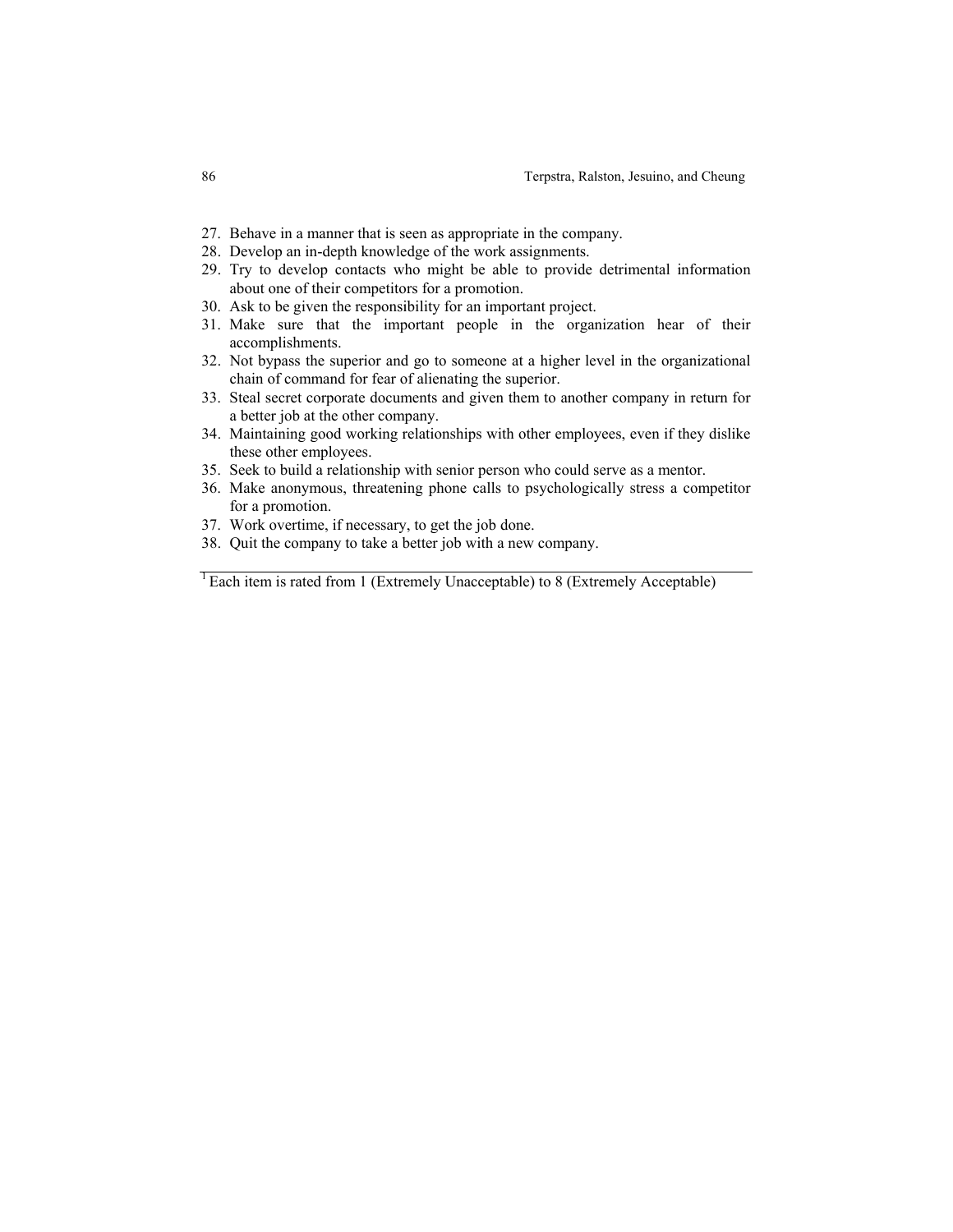27. Behave in a manner that is seen as appropriate in the company.
28. Develop an in-depth knowledge of the work assignments.
29. Try to develop contacts who might be able to provide detrimental information about one of their competitors for a promotion.
30. Ask to be given the responsibility for an important project.
31. Make sure that the important people in the organization hear of their accomplishments.
32. Not bypass the superior and go to someone at a higher level in the organizational chain of command for fear of alienating the superior.
33. Steal secret corporate documents and given them to another company in return for a better job at the other company.
34. Maintaining good working relationships with other employees, even if they dislike these other employees.
35. Seek to build a relationship with senior person who could serve as a mentor.
36. Make anonymous, threatening phone calls to psychologically stress a competitor for a promotion.
37. Work overtime, if necessary, to get the job done.
38. Quit the company to take a better job with a new company.

---

[1] Each item is rated from 1 (Extremely Unacceptable) to 8 (Extremely Acceptable)